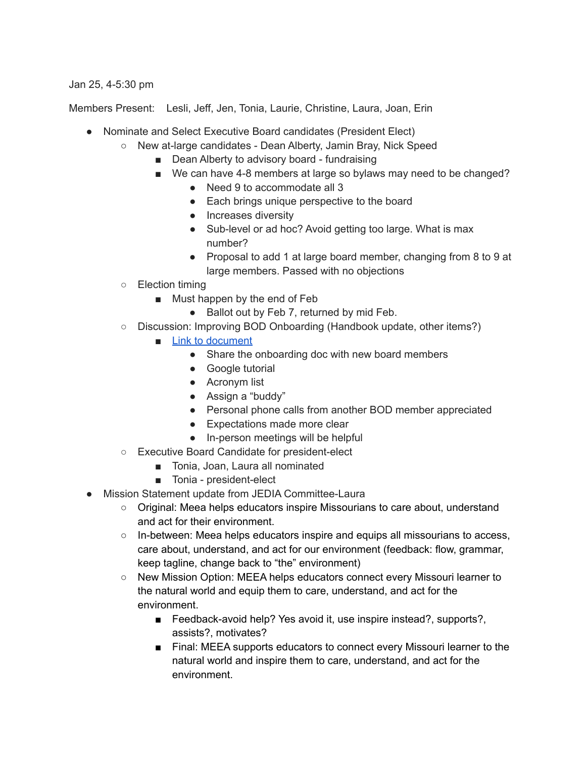Jan 25, 4-5:30 pm

Members Present: Lesli, Jeff, Jen, Tonia, Laurie, Christine, Laura, Joan, Erin

- Nominate and Select Executive Board candidates (President Elect)
  - New at-large candidates - Dean Alberty, Jamin Bray, Nick Speed
    - Dean Alberty to advisory board - fundraising
    - We can have 4-8 members at large so bylaws may need to be changed?
      - Need 9 to accommodate all 3
      - Each brings unique perspective to the board
      - Increases diversity
      - Sub-level or ad hoc? Avoid getting too large. What is max number?
      - Proposal to add 1 at large board member, changing from 8 to 9 at large members. Passed with no objections
  - Election timing
    - Must happen by the end of Feb
      - Ballot out by Feb 7, returned by mid Feb.
  - Discussion: Improving BOD Onboarding (Handbook update, other items?)
    - [Link to document]
      - Share the onboarding doc with new board members
      - Google tutorial
      - Acronym list
      - Assign a “buddy”
      - Personal phone calls from another BOD member appreciated
      - Expectations made more clear
      - In-person meetings will be helpful
  - Executive Board Candidate for president-elect
    - Tonia, Joan, Laura all nominated
    - Tonia - president-elect
- Mission Statement update from JEDIA Committee-Laura
  - Original: Meea helps educators inspire Missourians to care about, understand and act for their environment.
  - In-between: Meea helps educators inspire and equips all missourians to access, care about, understand, and act for our environment (feedback: flow, grammar, keep tagline, change back to “the” environment)
  - New Mission Option: MEEA helps educators connect every Missouri learner to the natural world and equip them to care, understand, and act for the environment.
    - Feedback-avoid help? Yes avoid it, use inspire instead?, supports?, assists?, motivates?
    - Final: MEEA supports educators to connect every Missouri learner to the natural world and inspire them to care, understand, and act for the environment.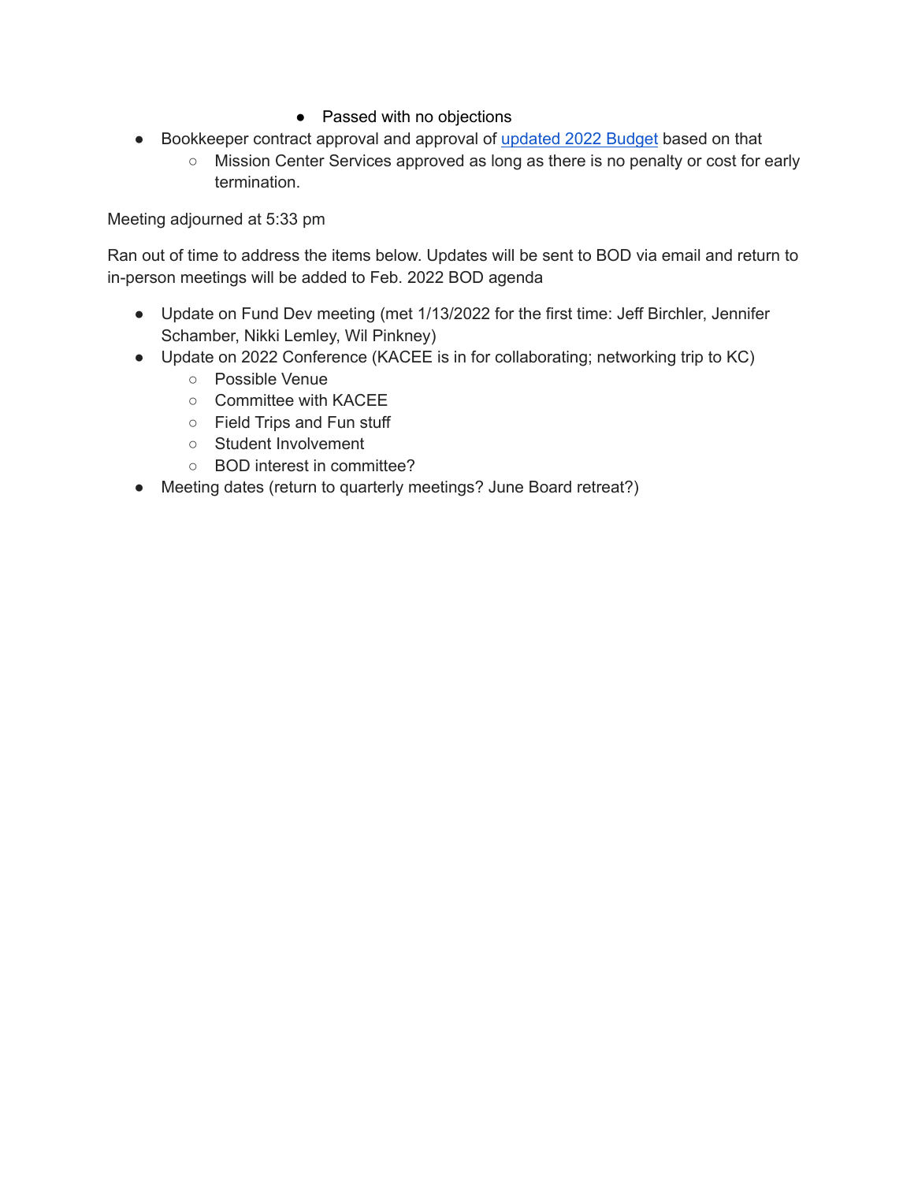- Passed with no objections
- Bookkeeper contract approval and approval of updated 2022 Budget based on that
  - Mission Center Services approved as long as there is no penalty or cost for early termination.

Meeting adjourned at 5:33 pm

Ran out of time to address the items below. Updates will be sent to BOD via email and return to in-person meetings will be added to Feb. 2022 BOD agenda

- Update on Fund Dev meeting (met 1/13/2022 for the first time: Jeff Birchler, Jennifer Schamber, Nikki Lemley, Wil Pinkney)
- Update on 2022 Conference (KACEE is in for collaborating; networking trip to KC)
  - Possible Venue
  - Committee with KACEE
  - Field Trips and Fun stuff
  - Student Involvement
  - BOD interest in committee?
- Meeting dates (return to quarterly meetings? June Board retreat?)